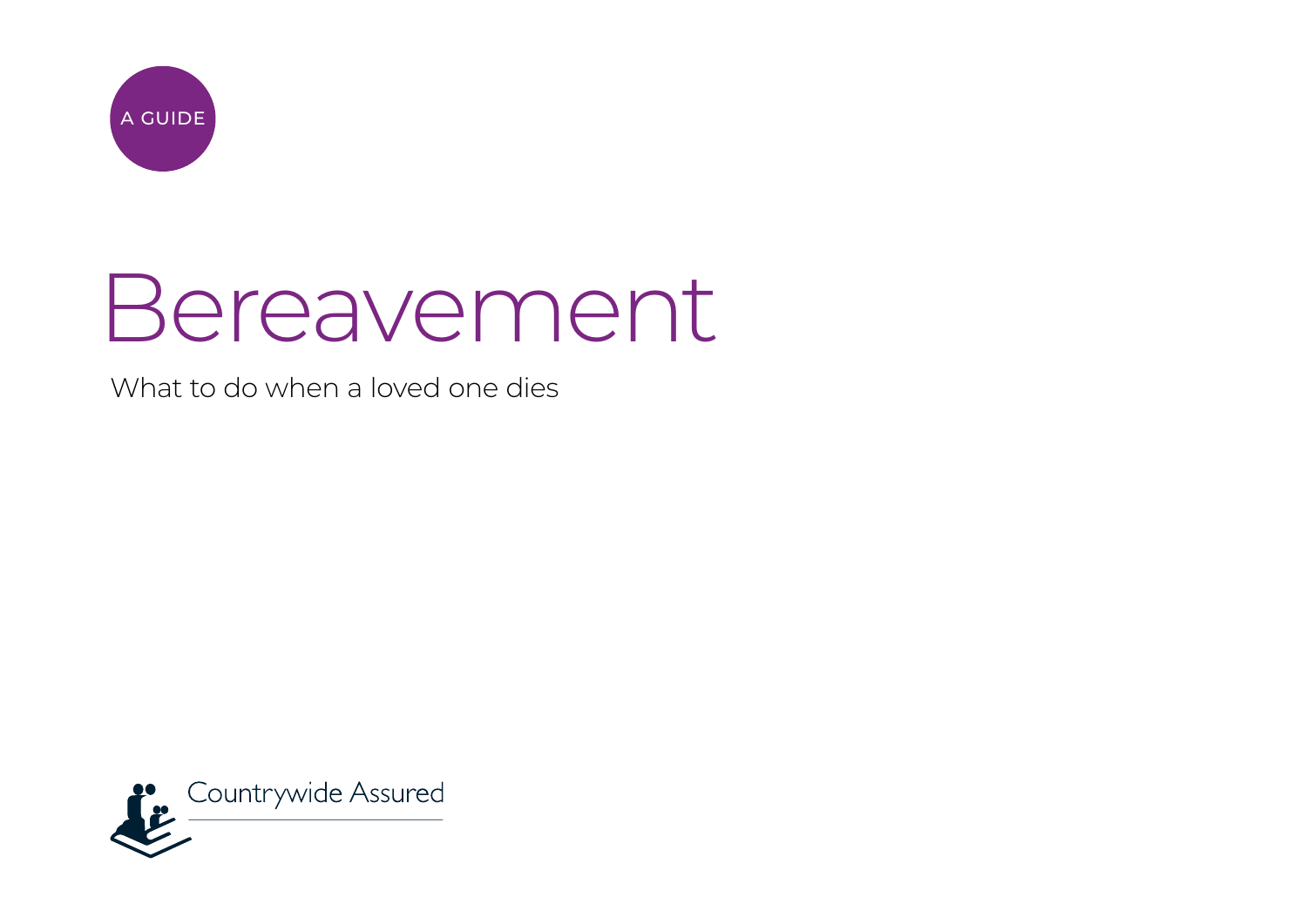A GUIDE

# Bereavement

What to do when a loved one dies

Countrywide Assured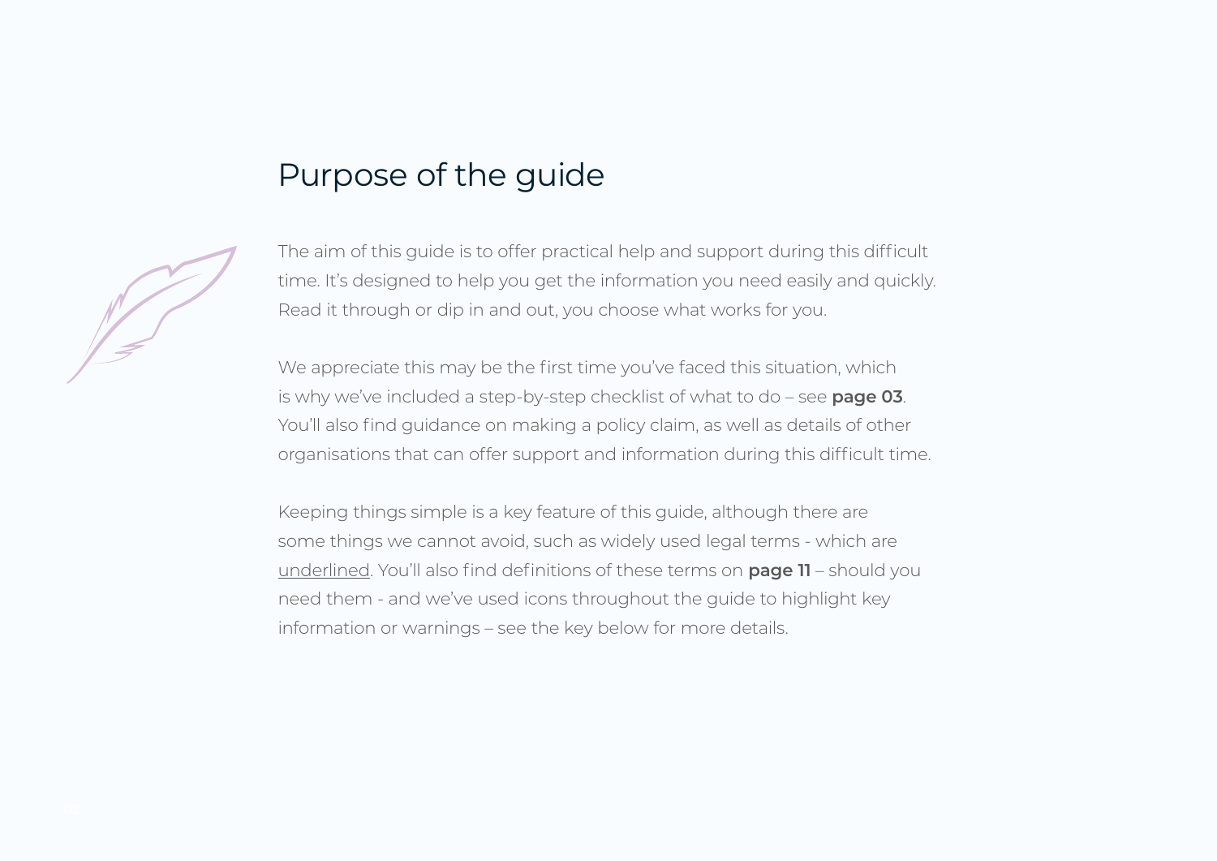# Purpose of the guide

The aim of this guide is to offer practical help and support during this difficult time. It's designed to help you get the information you need easily and quickly. Read it through or dip in and out, you choose what works for you.

We appreciate this may be the first time you've faced this situation, which is why we've included a step-by-step checklist of what to do – see **page 03**. You'll also find guidance on making a policy claim, as well as details of other organisations that can offer support and information during this difficult time.

Keeping things simple is a key feature of this guide, although there are some things we cannot avoid, such as widely used legal terms - which are <u>underlined</u>. You'll also find definitions of these terms on **page 11** – should you need them - and we've used icons throughout the guide to highlight key information or warnings – see the key below for more details.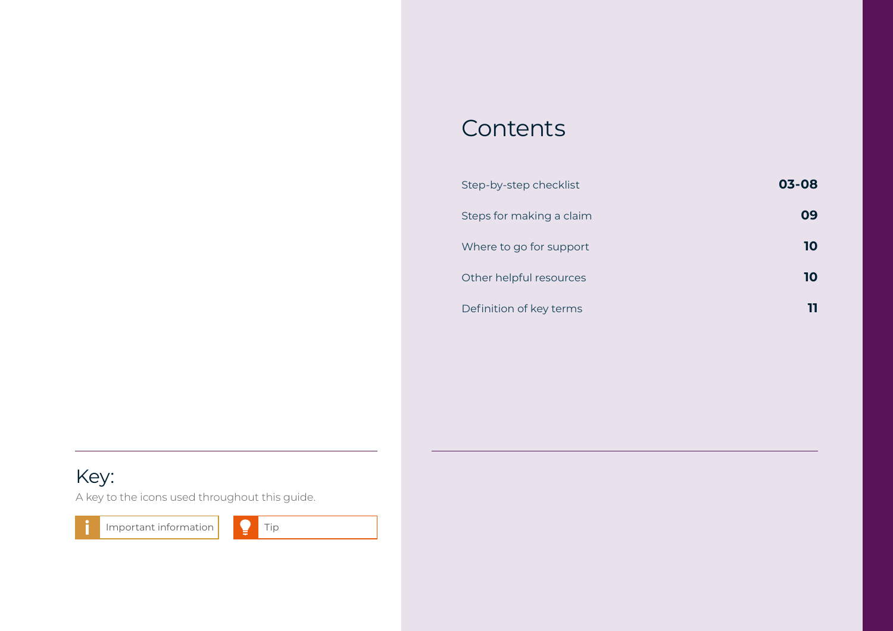## Key:

A key to the icons used throughout this guide.

Important information

Tip

# Contents

| | |
|---|---|
| Step-by-step checklist | **03-08** |
| Steps for making a claim | **09** |
| Where to go for support | **10** |
| Other helpful resources | **10** |
| Definition of key terms | **11** |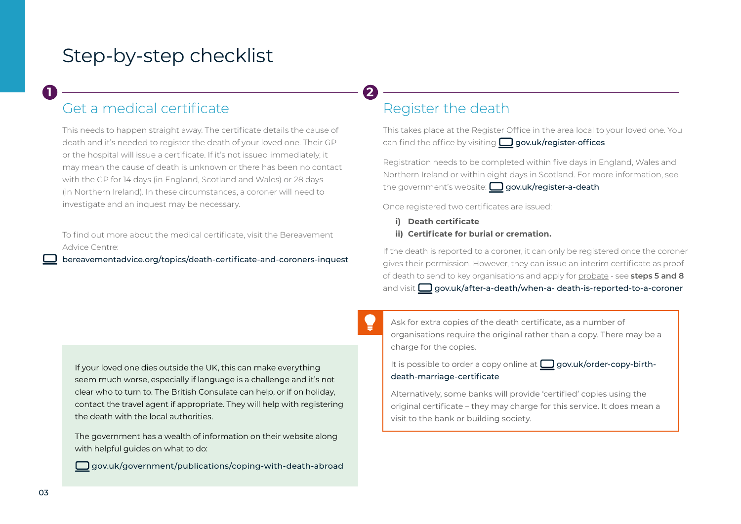# Step-by-step checklist

## 1 Get a medical certificate

This needs to happen straight away. The certificate details the cause of death and it's needed to register the death of your loved one. Their GP or the hospital will issue a certificate. If it's not issued immediately, it may mean the cause of death is unknown or there has been no contact with the GP for 14 days (in England, Scotland and Wales) or 28 days (in Northern Ireland). In these circumstances, a coroner will need to investigate and an inquest may be necessary.

To find out more about the medical certificate, visit the Bereavement Advice Centre:

bereavementadvice.org/topics/death-certificate-and-coroners-inquest

If your loved one dies outside the UK, this can make everything seem much worse, especially if language is a challenge and it's not clear who to turn to. The British Consulate can help, or if on holiday, contact the travel agent if appropriate. They will help with registering the death with the local authorities.

The government has a wealth of information on their website along with helpful guides on what to do:

gov.uk/government/publications/coping-with-death-abroad

## 2 Register the death

This takes place at the Register Office in the area local to your loved one. You can find the office by visiting gov.uk/register-offices

Registration needs to be completed within five days in England, Wales and Northern Ireland or within eight days in Scotland. For more information, see the government's website: gov.uk/register-a-death

Once registered two certificates are issued:

- **i) Death certificate**
- **ii) Certificate for burial or cremation.**

If the death is reported to a coroner, it can only be registered once the coroner gives their permission. However, they can issue an interim certificate as proof of death to send to key organisations and apply for probate - see **steps 5 and 8** and visit gov.uk/after-a-death/when-a- death-is-reported-to-a-coroner

Ask for extra copies of the death certificate, as a number of organisations require the original rather than a copy. There may be a charge for the copies.

It is possible to order a copy online at gov.uk/order-copy-birth-death-marriage-certificate

Alternatively, some banks will provide 'certified' copies using the original certificate – they may charge for this service. It does mean a visit to the bank or building society.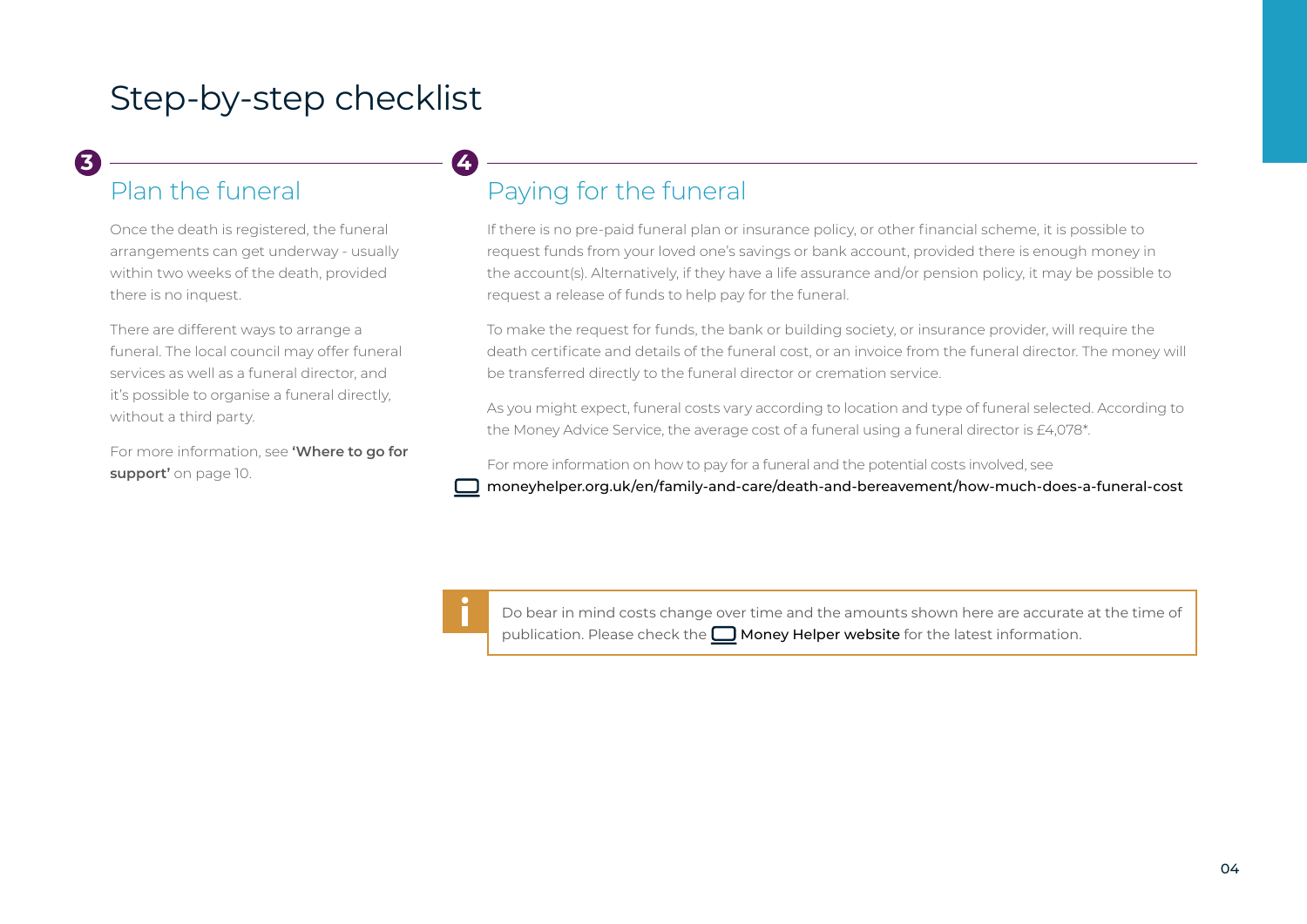# Step-by-step checklist

## 3 Plan the funeral

Once the death is registered, the funeral arrangements can get underway - usually within two weeks of the death, provided there is no inquest.

There are different ways to arrange a funeral. The local council may offer funeral services as well as a funeral director, and it's possible to organise a funeral directly, without a third party.

For more information, see **'Where to go for support'** on page 10.

## 4 Paying for the funeral

If there is no pre-paid funeral plan or insurance policy, or other financial scheme, it is possible to request funds from your loved one's savings or bank account, provided there is enough money in the account(s). Alternatively, if they have a life assurance and/or pension policy, it may be possible to request a release of funds to help pay for the funeral.

To make the request for funds, the bank or building society, or insurance provider, will require the death certificate and details of the funeral cost, or an invoice from the funeral director. The money will be transferred directly to the funeral director or cremation service.

As you might expect, funeral costs vary according to location and type of funeral selected. According to the Money Advice Service, the average cost of a funeral using a funeral director is £4,078*.

For more information on how to pay for a funeral and the potential costs involved, see moneyhelper.org.uk/en/family-and-care/death-and-bereavement/how-much-does-a-funeral-cost

Do bear in mind costs change over time and the amounts shown here are accurate at the time of publication. Please check the Money Helper website for the latest information.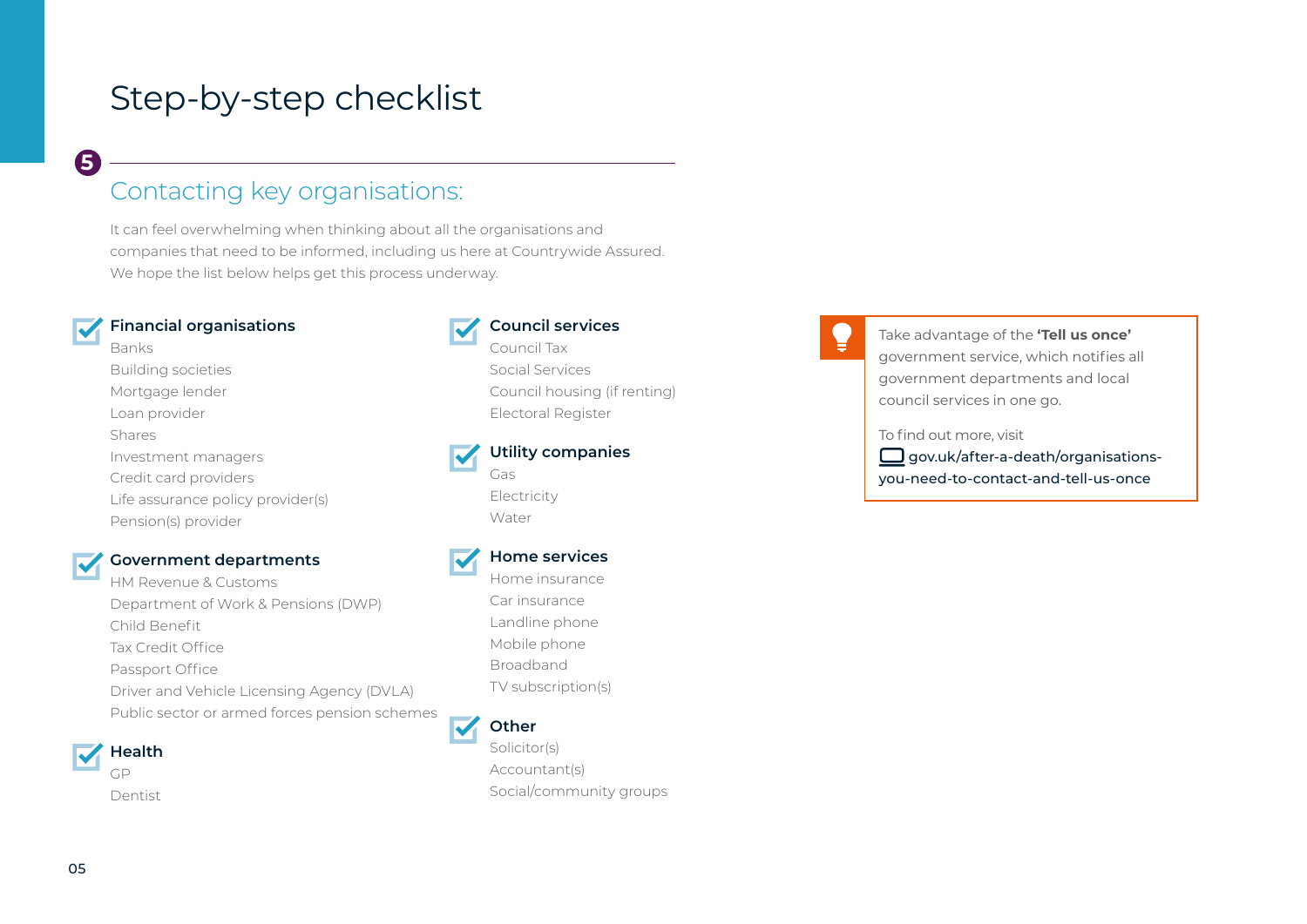# Step-by-step checklist

## 5 Contacting key organisations:

It can feel overwhelming when thinking about all the organisations and companies that need to be informed, including us here at Countrywide Assured. We hope the list below helps get this process underway.

### Financial organisations

- Banks
- Building societies
- Mortgage lender
- Loan provider
- Shares
- Investment managers
- Credit card providers
- Life assurance policy provider(s)
- Pension(s) provider

### Government departments

- HM Revenue & Customs
- Department of Work & Pensions (DWP)
- Child Benefit
- Tax Credit Office
- Passport Office
- Driver and Vehicle Licensing Agency (DVLA)
- Public sector or armed forces pension schemes

### Health

- GP
- Dentist

### Council services

- Council Tax
- Social Services
- Council housing (if renting)
- Electoral Register

### Utility companies

- Gas
- Electricity
- Water

### Home services

- Home insurance
- Car insurance
- Landline phone
- Mobile phone
- Broadband
- TV subscription(s)

### Other

- Solicitor(s)
- Accountant(s)
- Social/community groups

Take advantage of the **'Tell us once'** government service, which notifies all government departments and local council services in one go.

To find out more, visit gov.uk/after-a-death/organisations-you-need-to-contact-and-tell-us-once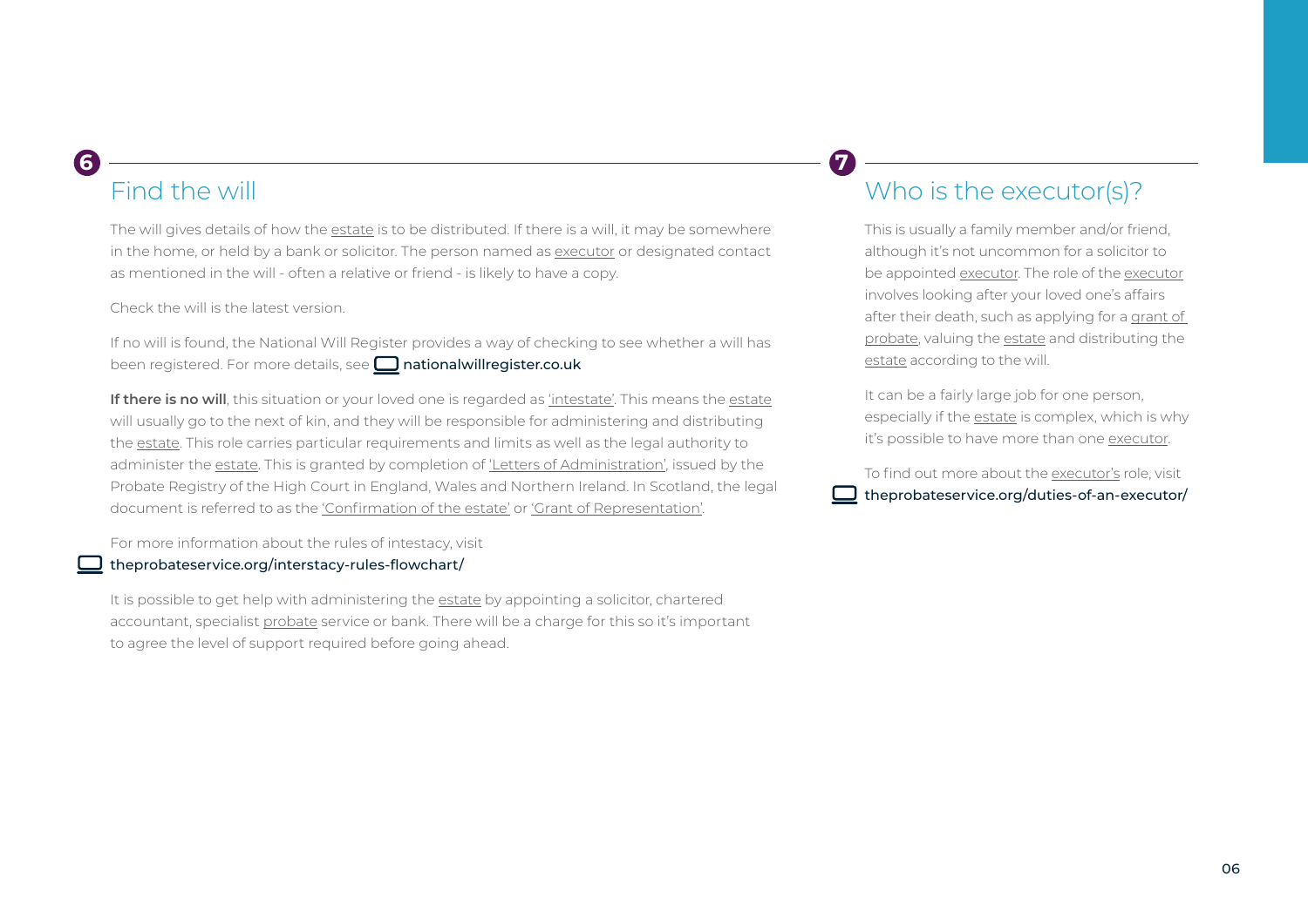## 6 Find the will

The will gives details of how the estate is to be distributed. If there is a will, it may be somewhere in the home, or held by a bank or solicitor. The person named as executor or designated contact as mentioned in the will - often a relative or friend - is likely to have a copy.

Check the will is the latest version.

If no will is found, the National Will Register provides a way of checking to see whether a will has been registered. For more details, see **nationalwillregister.co.uk**

**If there is no will**, this situation or your loved one is regarded as 'intestate'. This means the estate will usually go to the next of kin, and they will be responsible for administering and distributing the estate. This role carries particular requirements and limits as well as the legal authority to administer the estate. This is granted by completion of 'Letters of Administration', issued by the Probate Registry of the High Court in England, Wales and Northern Ireland. In Scotland, the legal document is referred to as the 'Confirmation of the estate' or 'Grant of Representation'.

For more information about the rules of intestacy, visit
**theprobateservice.org/interstacy-rules-flowchart/**

It is possible to get help with administering the estate by appointing a solicitor, chartered accountant, specialist probate service or bank. There will be a charge for this so it's important to agree the level of support required before going ahead.

## 7 Who is the executor(s)?

This is usually a family member and/or friend, although it's not uncommon for a solicitor to be appointed executor. The role of the executor involves looking after your loved one's affairs after their death, such as applying for a grant of probate, valuing the estate and distributing the estate according to the will.

It can be a fairly large job for one person, especially if the estate is complex, which is why it's possible to have more than one executor.

To find out more about the executor's role, visit
**theprobateservice.org/duties-of-an-executor/**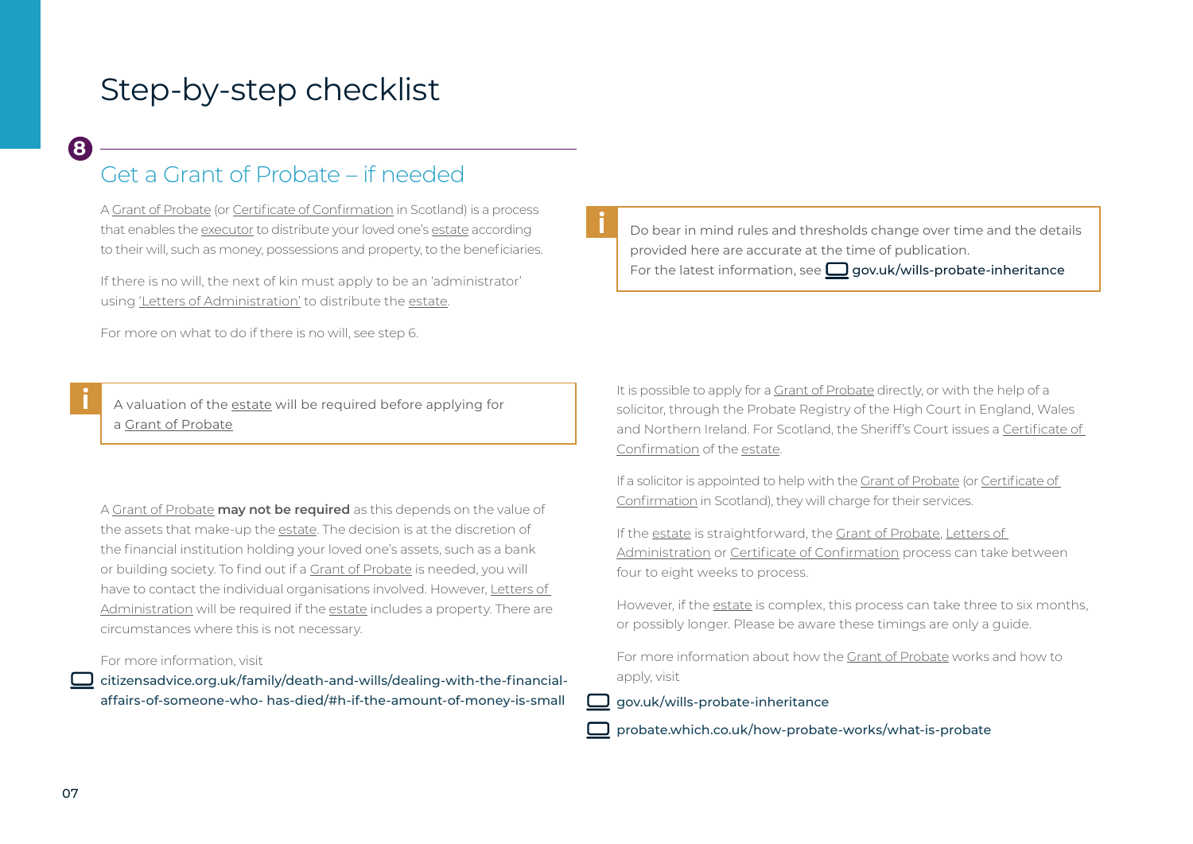# Step-by-step checklist

## 8 Get a Grant of Probate – if needed

A Grant of Probate (or Certificate of Confirmation in Scotland) is a process that enables the executor to distribute your loved one's estate according to their will, such as money, possessions and property, to the beneficiaries.

If there is no will, the next of kin must apply to be an 'administrator' using 'Letters of Administration' to distribute the estate.

For more on what to do if there is no will, see step 6.

> A valuation of the estate will be required before applying for a Grant of Probate

A Grant of Probate **may not be required** as this depends on the value of the assets that make-up the estate. The decision is at the discretion of the financial institution holding your loved one's assets, such as a bank or building society. To find out if a Grant of Probate is needed, you will have to contact the individual organisations involved. However, Letters of Administration will be required if the estate includes a property. There are circumstances where this is not necessary.

For more information, visit

citizensadvice.org.uk/family/death-and-wills/dealing-with-the-financial-affairs-of-someone-who- has-died/#h-if-the-amount-of-money-is-small

> Do bear in mind rules and thresholds change over time and the details provided here are accurate at the time of publication.
> For the latest information, see gov.uk/wills-probate-inheritance

It is possible to apply for a Grant of Probate directly, or with the help of a solicitor, through the Probate Registry of the High Court in England, Wales and Northern Ireland. For Scotland, the Sheriff's Court issues a Certificate of Confirmation of the estate.

If a solicitor is appointed to help with the Grant of Probate (or Certificate of Confirmation in Scotland), they will charge for their services.

If the estate is straightforward, the Grant of Probate, Letters of Administration or Certificate of Confirmation process can take between four to eight weeks to process.

However, if the estate is complex, this process can take three to six months, or possibly longer. Please be aware these timings are only a guide.

For more information about how the Grant of Probate works and how to apply, visit

gov.uk/wills-probate-inheritance

probate.which.co.uk/how-probate-works/what-is-probate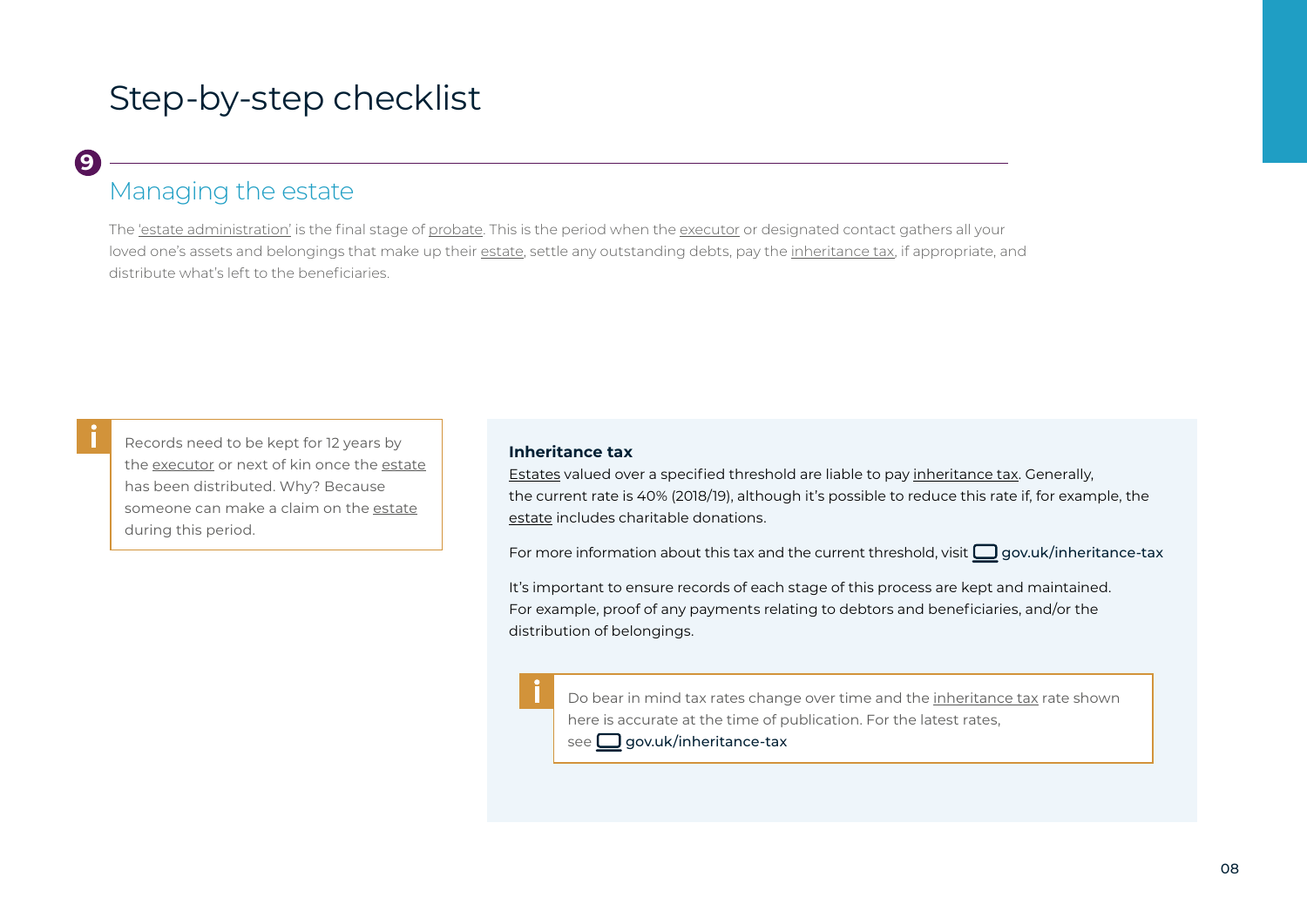# Step-by-step checklist

## 9 Managing the estate

The 'estate administration' is the final stage of probate. This is the period when the executor or designated contact gathers all your loved one's assets and belongings that make up their estate, settle any outstanding debts, pay the inheritance tax, if appropriate, and distribute what's left to the beneficiaries.

> Records need to be kept for 12 years by the executor or next of kin once the estate has been distributed. Why? Because someone can make a claim on the estate during this period.

**Inheritance tax**

Estates valued over a specified threshold are liable to pay inheritance tax. Generally, the current rate is 40% (2018/19), although it's possible to reduce this rate if, for example, the estate includes charitable donations.

For more information about this tax and the current threshold, visit gov.uk/inheritance-tax

It's important to ensure records of each stage of this process are kept and maintained. For example, proof of any payments relating to debtors and beneficiaries, and/or the distribution of belongings.

> Do bear in mind tax rates change over time and the inheritance tax rate shown here is accurate at the time of publication. For the latest rates, see gov.uk/inheritance-tax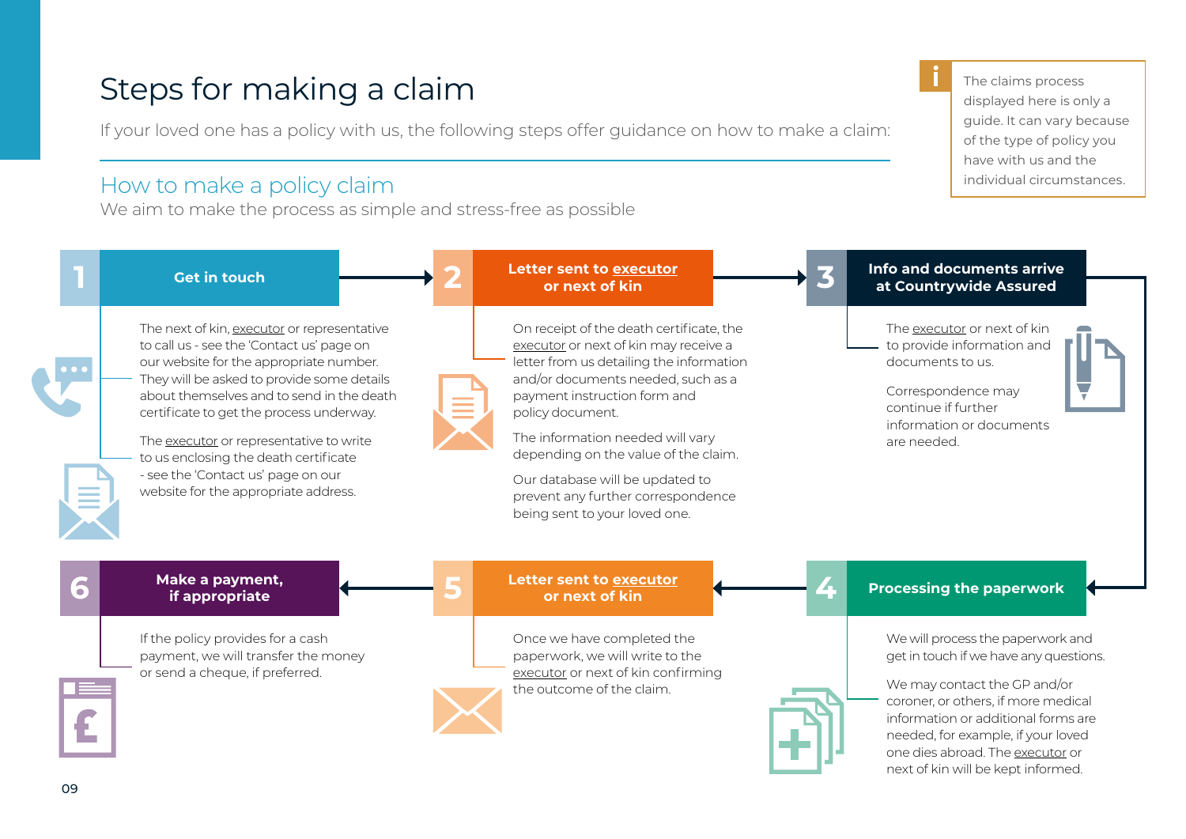# Steps for making a claim

If your loved one has a policy with us, the following steps offer guidance on how to make a claim:

> The claims process displayed here is only a guide. It can vary because of the type of policy you have with us and the individual circumstances.

## How to make a policy claim

We aim to make the process as simple and stress-free as possible

### 1 Get in touch

The next of kin, executor or representative to call us - see the 'Contact us' page on our website for the appropriate number. They will be asked to provide some details about themselves and to send in the death certificate to get the process underway.

The executor or representative to write to us enclosing the death certificate - see the 'Contact us' page on our website for the appropriate address.

### 2 Letter sent to executor or next of kin

On receipt of the death certificate, the executor or next of kin may receive a letter from us detailing the information and/or documents needed, such as a payment instruction form and policy document.

The information needed will vary depending on the value of the claim.

Our database will be updated to prevent any further correspondence being sent to your loved one.

### 3 Info and documents arrive at Countrywide Assured

The executor or next of kin to provide information and documents to us.

Correspondence may continue if further information or documents are needed.

### 4 Processing the paperwork

We will process the paperwork and get in touch if we have any questions.

We may contact the GP and/or coroner, or others, if more medical information or additional forms are needed, for example, if your loved one dies abroad. The executor or next of kin will be kept informed.

### 5 Letter sent to executor or next of kin

Once we have completed the paperwork, we will write to the executor or next of kin confirming the outcome of the claim.

### 6 Make a payment, if appropriate

If the policy provides for a cash payment, we will transfer the money or send a cheque, if preferred.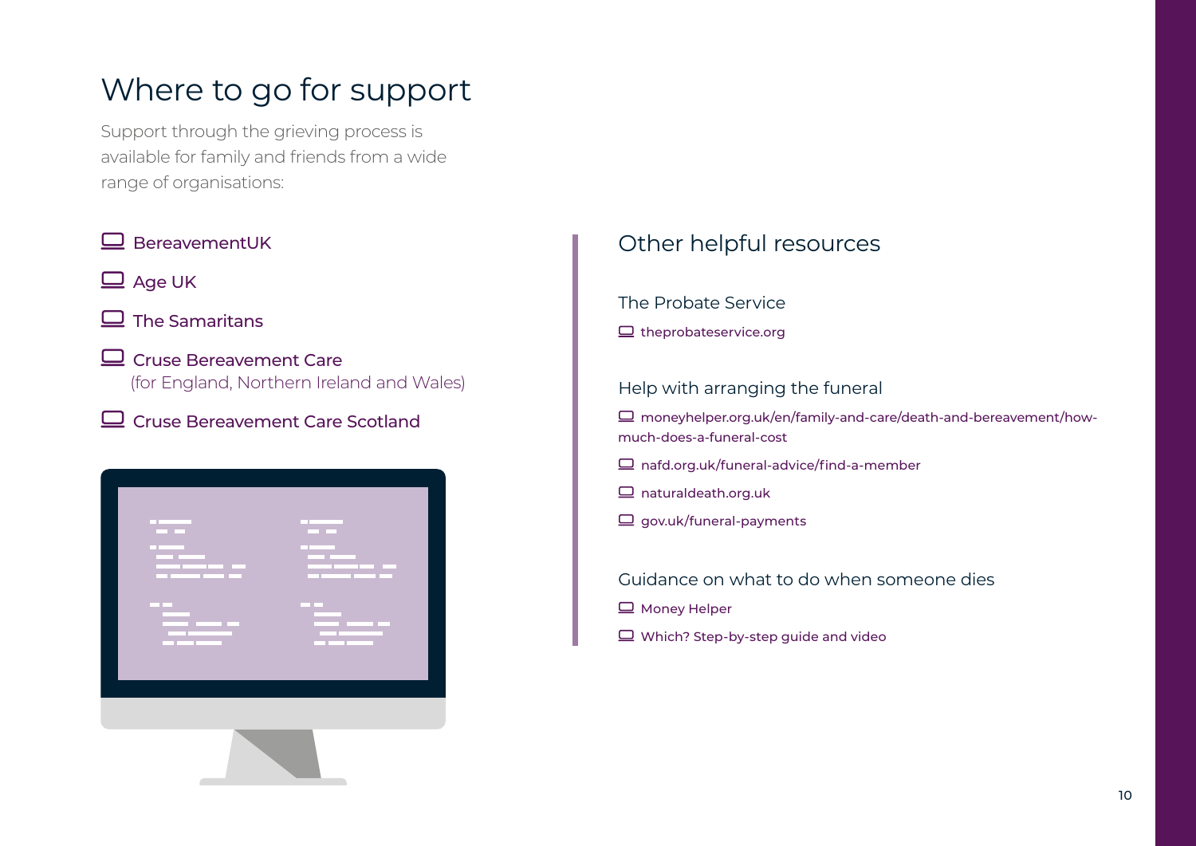# Where to go for support

Support through the grieving process is available for family and friends from a wide range of organisations:

- BereavementUK
- Age UK
- The Samaritans
- Cruse Bereavement Care (for England, Northern Ireland and Wales)
- Cruse Bereavement Care Scotland

## Other helpful resources

### The Probate Service

- theprobateservice.org

### Help with arranging the funeral

- moneyhelper.org.uk/en/family-and-care/death-and-bereavement/how-much-does-a-funeral-cost
- nafd.org.uk/funeral-advice/find-a-member
- naturaldeath.org.uk
- gov.uk/funeral-payments

### Guidance on what to do when someone dies

- Money Helper
- Which? Step-by-step guide and video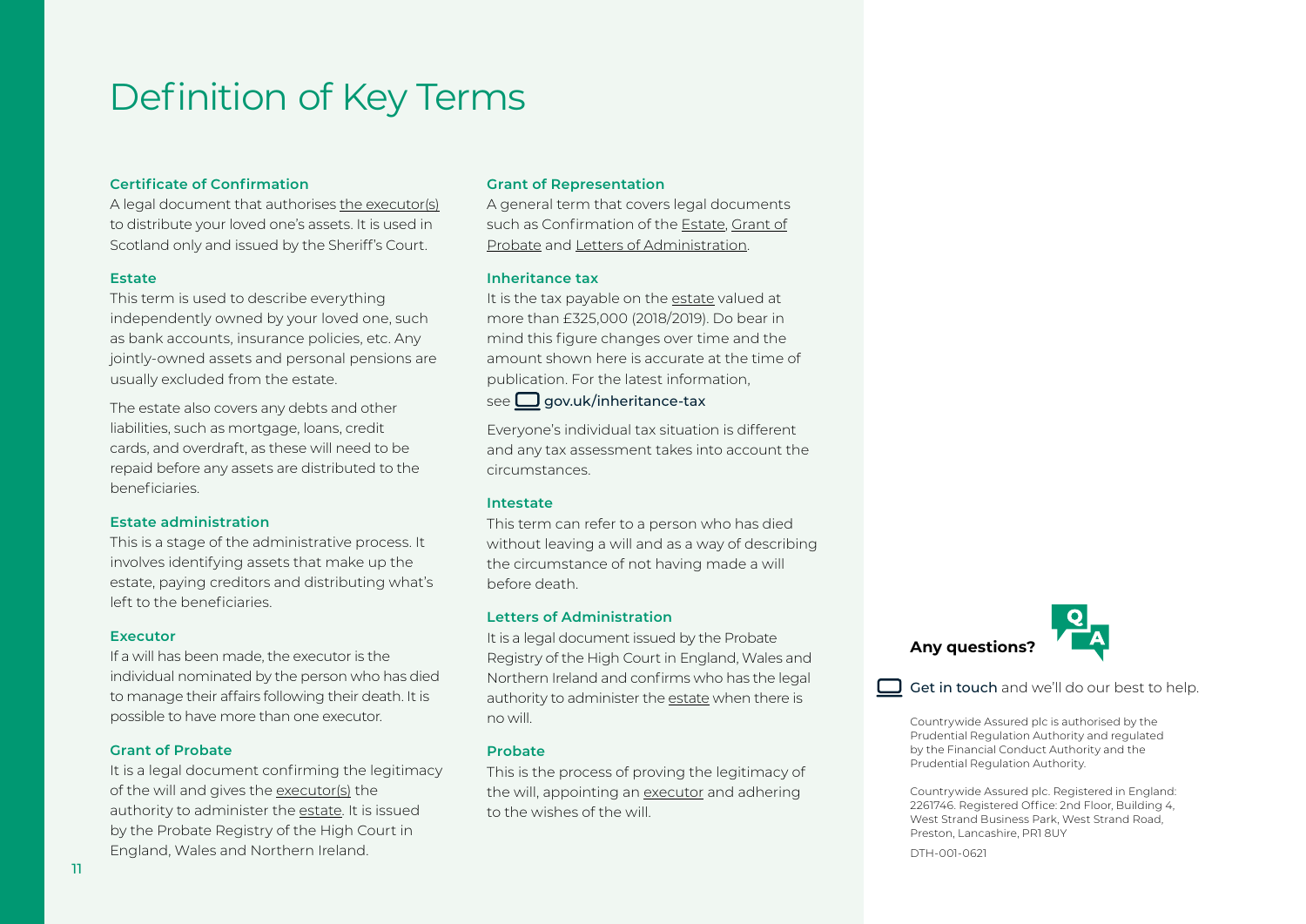# Definition of Key Terms

### Certificate of Confirmation

A legal document that authorises the executor(s) to distribute your loved one's assets. It is used in Scotland only and issued by the Sheriff's Court.

### Estate

This term is used to describe everything independently owned by your loved one, such as bank accounts, insurance policies, etc. Any jointly-owned assets and personal pensions are usually excluded from the estate.

The estate also covers any debts and other liabilities, such as mortgage, loans, credit cards, and overdraft, as these will need to be repaid before any assets are distributed to the beneficiaries.

### Estate administration

This is a stage of the administrative process. It involves identifying assets that make up the estate, paying creditors and distributing what's left to the beneficiaries.

### Executor

If a will has been made, the executor is the individual nominated by the person who has died to manage their affairs following their death. It is possible to have more than one executor.

### Grant of Probate

It is a legal document confirming the legitimacy of the will and gives the executor(s) the authority to administer the estate. It is issued by the Probate Registry of the High Court in England, Wales and Northern Ireland.

### Grant of Representation

A general term that covers legal documents such as Confirmation of the Estate, Grant of Probate and Letters of Administration.

### Inheritance tax

It is the tax payable on the estate valued at more than £325,000 (2018/2019). Do bear in mind this figure changes over time and the amount shown here is accurate at the time of publication. For the latest information, see gov.uk/inheritance-tax

Everyone's individual tax situation is different and any tax assessment takes into account the circumstances.

### Intestate

This term can refer to a person who has died without leaving a will and as a way of describing the circumstance of not having made a will before death.

### Letters of Administration

It is a legal document issued by the Probate Registry of the High Court in England, Wales and Northern Ireland and confirms who has the legal authority to administer the estate when there is no will.

### Probate

This is the process of proving the legitimacy of the will, appointing an executor and adhering to the wishes of the will.

**Any questions?**

Get in touch and we'll do our best to help.

Countrywide Assured plc is authorised by the Prudential Regulation Authority and regulated by the Financial Conduct Authority and the Prudential Regulation Authority.

Countrywide Assured plc. Registered in England: 2261746. Registered Office: 2nd Floor, Building 4, West Strand Business Park, West Strand Road, Preston, Lancashire, PR1 8UY

DTH-001-0621